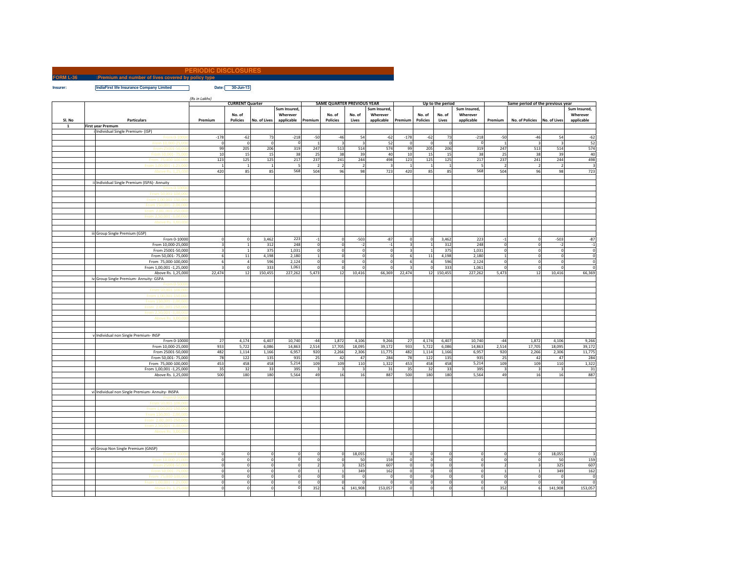# PERIODIC DISCLOSURES

**FORM L-36 :Premium and number of lives covered by policy type**

**Insurer:** IndiaFirst life Insurance Company Limited **Date:** 30-Jun-13

(Rs in Lakhs)

| Sl. No | Particulars | CURRENT Quarter | | | | SAME QUARTER PREVIOUS YEAR | | | | Up to the period | | | | Same period of the previous year | | | |
|---|---|---|---|---|---|---|---|---|---|---|---|---|---|---|---|---|---|
| | | Premium | No. of Policies | No. of Lives | Sum Insured, Wherever applicable | Premium | No. of Policies | No. of Lives | Sum Insured, Wherever applicable | Premium | No. of Policies | No. of Lives | Sum Insured, Wherever applicable | Premium | No. of Policies | No. of Lives | Sum Insured, Wherever applicable |
| 1 | First year Premum | | | | | | | | | | | | | | | | |
| | i Individual Single Premium- (ISP) | | | | | | | | | | | | | | | | |
| | From 0-10000 | -178 | -62 | 73 | -218 | -50 | -46 | 54 | -62 | -178 | -62 | 73 | -218 | -50 | -46 | 54 | -62 |
| | From 10,000-25,000 | 0 | 0 | 0 | 0 | 1 | 3 | 3 | 52 | 0 | 0 | 0 | 0 | 1 | 3 | 3 | 52 |
| | From 25001-50,000 | 99 | 205 | 206 | 319 | 247 | 513 | 514 | 574 | 99 | 205 | 206 | 319 | 247 | 513 | 514 | 574 |
| | From 50,001- 75,000 | 10 | 15 | 15 | 38 | 25 | 38 | 39 | 40 | 10 | 15 | 15 | 38 | 25 | 38 | 39 | 40 |
| | From 75,000-100,000 | 123 | 125 | 125 | 217 | 237 | 241 | 244 | 498 | 123 | 125 | 125 | 217 | 237 | 241 | 244 | 498 |
| | From 1,00,001 -1,25,000 | 1 | 1 | 1 | 5 | 2 | 2 | 2 | 3 | 1 | 1 | 1 | 5 | 2 | 2 | 2 | 3 |
| | Above Rs. 1,25,000 | 420 | 85 | 85 | 568 | 504 | 96 | 98 | 723 | 420 | 85 | 85 | 568 | 504 | 96 | 98 | 723 |
| | ii Individual Single Premium (ISPA)- Annuity | | | | | | | | | | | | | | | | |
| | From 0-50000 | | | | | | | | | | | | | | | | |
| | From 50,001-100,000 | | | | | | | | | | | | | | | | |
| | From 1,00,001-150,000 | | | | | | | | | | | | | | | | |
| | From 150,001- 2,00,000 | | | | | | | | | | | | | | | | |
| | From 2,00,,001-250,000 | | | | | | | | | | | | | | | | |
| | From 2,50,001 -3,00,000 | | | | | | | | | | | | | | | | |
| | Above Rs. 3,00,000 | | | | | | | | | | | | | | | | |
| | iii Group Single Premium (GSP) | | | | | | | | | | | | | | | | |
| | From 0-10000 | 0 | 0 | 3,462 | 223 | -1 | 0 | -503 | -87 | 0 | 0 | 3,462 | 223 | -1 | 0 | -503 | -87 |
| | From 10,000-25,000 | 3 | 1 | 312 | 248 | 0 | 0 | -2 | -1 | 3 | 1 | 312 | 248 | 0 | 0 | -2 | -1 |
| | From 25001-50,000 | 3 | 1 | 375 | 1,031 | 0 | 0 | 0 | 0 | 3 | 1 | 375 | 1,031 | 0 | 0 | 0 | 0 |
| | From 50,001- 75,000 | 6 | 11 | 4,198 | 2,180 | 1 | 0 | 0 | 0 | 6 | 11 | 4,198 | 2,180 | 1 | 0 | 0 | 0 |
| | From 75,000-100,000 | 6 | 4 | 596 | 2,124 | 0 | 0 | 0 | 0 | 6 | 4 | 596 | 2,124 | 0 | 0 | 0 | 0 |
| | From 1,00,001 -1,25,000 | 3 | 0 | 333 | 1,061 | 0 | 0 | 0 | 0 | 3 | 0 | 333 | 1,061 | 0 | 0 | 0 | 0 |
| | Above Rs. 1,25,000 | 22,474 | 12 | 150,455 | 227,262 | 5,473 | 12 | 10,416 | 66,369 | 22,474 | 12 | 150,455 | 227,262 | 5,473 | 12 | 10,416 | 66,369 |
| | iv Group Single Premium- Annuity- GSPA | | | | | | | | | | | | | | | | |
| | From 0-50000 | | | | | | | | | | | | | | | | |
| | From 50,001-100,000 | | | | | | | | | | | | | | | | |
| | From 1,00,001-150,000 | | | | | | | | | | | | | | | | |
| | From 150,001- 2,00,000 | | | | | | | | | | | | | | | | |
| | From 2,00,,001-250,000 | | | | | | | | | | | | | | | | |
| | From 2,50,001 -3,00,000 | | | | | | | | | | | | | | | | |
| | Above Rs. 3,00,000 | | | | | | | | | | | | | | | | |
| | v Individual non Single Premium- INSP | | | | | | | | | | | | | | | | |
| | From 0-10000 | 27 | 4,174 | 6,407 | 10,740 | -44 | 1,872 | 4,106 | 9,266 | 27 | 4,174 | 6,407 | 10,740 | -44 | 1,872 | 4,106 | 9,266 |
| | From 10,000-25,000 | 933 | 5,722 | 6,086 | 14,863 | 2,514 | 17,705 | 18,095 | 39,172 | 933 | 5,722 | 6,086 | 14,863 | 2,514 | 17,705 | 18,095 | 39,172 |
| | From 25001-50,000 | 482 | 1,114 | 1,166 | 6,957 | 920 | 2,266 | 2,306 | 11,775 | 482 | 1,114 | 1,166 | 6,957 | 920 | 2,266 | 2,306 | 11,775 |
| | From 50,001- 75,000 | 78 | 122 | 135 | 935 | 25 | 42 | 47 | 284 | 78 | 122 | 135 | 935 | 25 | 42 | 47 | 284 |
| | From 75,000-100,000 | 453 | 458 | 458 | 5,214 | 109 | 109 | 110 | 1,322 | 453 | 458 | 458 | 5,214 | 109 | 109 | 110 | 1,322 |
| | From 1,00,001 -1,25,000 | 35 | 32 | 33 | 395 | 3 | 3 | 3 | 31 | 35 | 32 | 33 | 395 | 3 | 3 | 3 | 31 |
| | Above Rs. 1,25,000 | 500 | 180 | 180 | 5,564 | 49 | 16 | 16 | 887 | 500 | 180 | 180 | 5,564 | 49 | 16 | 16 | 887 |
| | vi Individual non Single Premium- Annuity- INSPA | | | | | | | | | | | | | | | | |
| | From 0-50000 | | | | | | | | | | | | | | | | |
| | From 50,001-100,000 | | | | | | | | | | | | | | | | |
| | From 1,00,001-150,000 | | | | | | | | | | | | | | | | |
| | From 150,001- 2,00,000 | | | | | | | | | | | | | | | | |
| | From 2,00,,001-250,000 | | | | | | | | | | | | | | | | |
| | From 2,50,001 -3,00,000 | | | | | | | | | | | | | | | | |
| | Above Rs. 3,00,000 | | | | | | | | | | | | | | | | |
| | vii Group Non Single Premium (GNSP) | | | | | | | | | | | | | | | | |
| | From 0-10000 | 0 | 0 | 0 | 0 | 0 | 0 | 18,055 | 3 | 0 | 0 | 0 | 0 | 0 | 0 | 18,055 | 3 |
| | From 10,000-25,000 | 0 | 0 | 0 | 0 | 0 | 0 | 50 | 159 | 0 | 0 | 0 | 0 | 0 | 0 | 50 | 159 |
| | From 25001-50,000 | 0 | 0 | 0 | 0 | 2 | 3 | 325 | 607 | 0 | 0 | 0 | 0 | 2 | 3 | 325 | 607 |
| | From 50,001- 75,000 | 0 | 0 | 0 | 0 | 1 | 1 | 349 | 162 | 0 | 0 | 0 | 0 | 1 | 1 | 349 | 162 |
| | From 75,000-100,000 | 0 | 0 | 0 | 0 | 0 | 0 | 0 | 0 | 0 | 0 | 0 | 0 | 0 | 0 | 0 | 0 |
| | From 1,00,001 -1,25,000 | 0 | 0 | 0 | 0 | 0 | 0 | 0 | 0 | 0 | 0 | 0 | 0 | 0 | 0 | 0 | 0 |
| | Above Rs. 1,25,000 | 0 | 0 | 0 | 0 | 352 | 6 | 141,908 | 153,057 | 0 | 0 | 0 | 0 | 352 | 6 | 141,908 | 153,057 |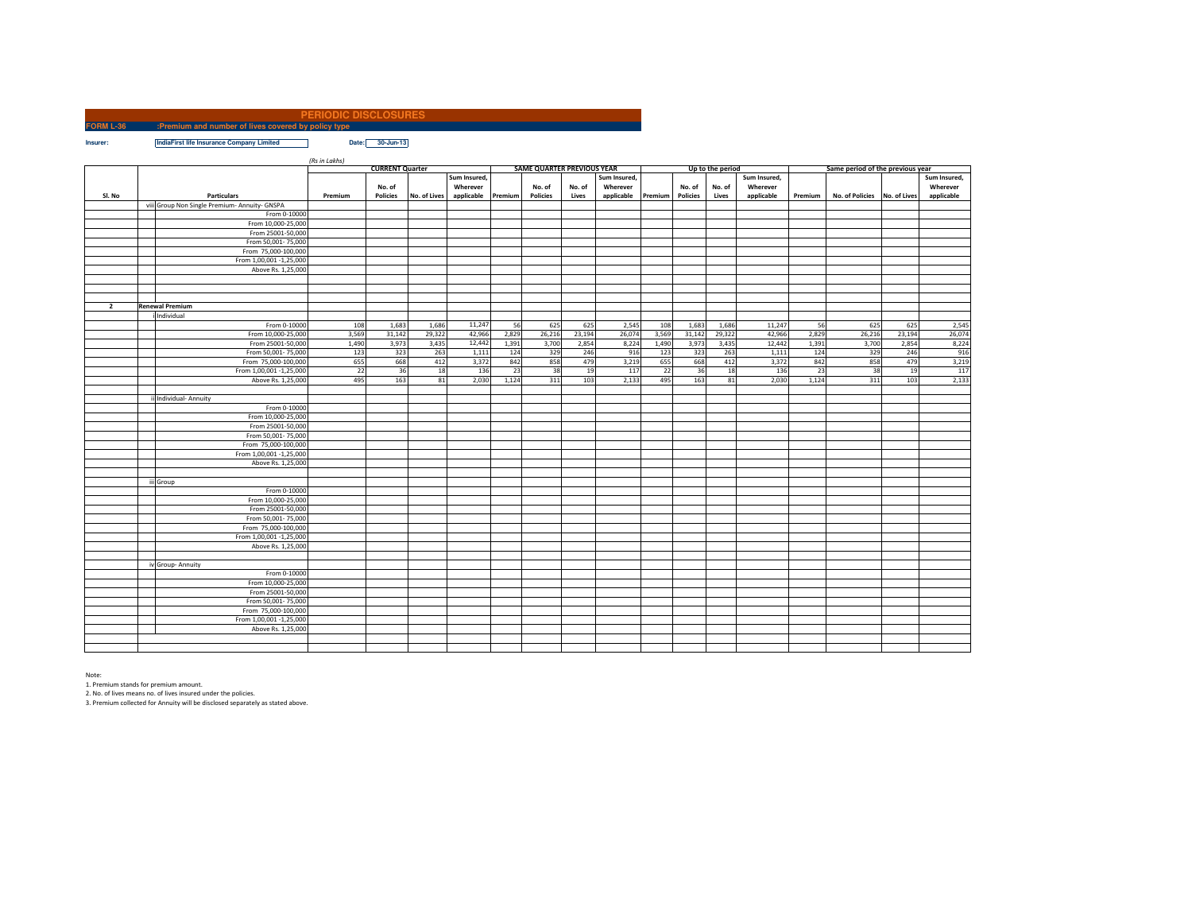# PERIODIC DISCLOSURES

**FORM L-36 :Premium and number of lives covered by policy type**

**Insurer:** IndiaFirst life Insurance Company Limited **Date:** 30-Jun-13

(Rs in Lakhs)

| Sl. No | Particulars | | CURRENT Quarter | | | | SAME QUARTER PREVIOUS YEAR | | | | Up to the period | | | | Same period of the previous year | | | |
|---|---|---|---|---|---|---|---|---|---|---|---|---|---|---|---|---|---|---|
| | | | Premium | No. of Policies | No. of Lives | Sum Insured, Wherever applicable | Premium | No. of Policies | No. of Lives | Sum Insured, Wherever applicable | Premium | No. of Policies | No. of Lives | Sum Insured, Wherever applicable | Premium | No. of Policies | No. of Lives | Sum Insured, Wherever applicable |
| | viii | Group Non Single Premium- Annuity- GNSPA | | | | | | | | | | | | | | | | |
| | | From 0-10000 | | | | | | | | | | | | | | | | |
| | | From 10,000-25,000 | | | | | | | | | | | | | | | | |
| | | From 25001-50,000 | | | | | | | | | | | | | | | | |
| | | From 50,001- 75,000 | | | | | | | | | | | | | | | | |
| | | From 75,000-100,000 | | | | | | | | | | | | | | | | |
| | | From 1,00,001 -1,25,000 | | | | | | | | | | | | | | | | |
| | | Above Rs. 1,25,000 | | | | | | | | | | | | | | | | |
| 2 | Renewal Premium | | | | | | | | | | | | | | | | | |
| | i | Individual | | | | | | | | | | | | | | | | |
| | | From 0-10000 | 108 | 1,683 | 1,686 | 11,247 | 56 | 625 | 625 | 2,545 | 108 | 1,683 | 1,686 | 11,247 | 56 | 625 | 625 | 2,545 |
| | | From 10,000-25,000 | 3,569 | 31,142 | 29,322 | 42,966 | 2,829 | 26,216 | 23,194 | 26,074 | 3,569 | 31,142 | 29,322 | 42,966 | 2,829 | 26,216 | 23,194 | 26,074 |
| | | From 25001-50,000 | 1,490 | 3,973 | 3,435 | 12,442 | 1,391 | 3,700 | 2,854 | 8,224 | 1,490 | 3,973 | 3,435 | 12,442 | 1,391 | 3,700 | 2,854 | 8,224 |
| | | From 50,001- 75,000 | 123 | 323 | 263 | 1,111 | 124 | 329 | 246 | 916 | 123 | 323 | 263 | 1,111 | 124 | 329 | 246 | 916 |
| | | From 75,000-100,000 | 655 | 668 | 412 | 3,372 | 842 | 858 | 479 | 3,219 | 655 | 668 | 412 | 3,372 | 842 | 858 | 479 | 3,219 |
| | | From 1,00,001 -1,25,000 | 22 | 36 | 18 | 136 | 23 | 38 | 19 | 117 | 22 | 36 | 18 | 136 | 23 | 38 | 19 | 117 |
| | | Above Rs. 1,25,000 | 495 | 163 | 81 | 2,030 | 1,124 | 311 | 103 | 2,133 | 495 | 163 | 81 | 2,030 | 1,124 | 311 | 103 | 2,133 |
| | ii | Individual- Annuity | | | | | | | | | | | | | | | | |
| | | From 0-10000 | | | | | | | | | | | | | | | | |
| | | From 10,000-25,000 | | | | | | | | | | | | | | | | |
| | | From 25001-50,000 | | | | | | | | | | | | | | | | |
| | | From 50,001- 75,000 | | | | | | | | | | | | | | | | |
| | | From 75,000-100,000 | | | | | | | | | | | | | | | | |
| | | From 1,00,001 -1,25,000 | | | | | | | | | | | | | | | | |
| | | Above Rs. 1,25,000 | | | | | | | | | | | | | | | | |
| | iii | Group | | | | | | | | | | | | | | | | |
| | | From 0-10000 | | | | | | | | | | | | | | | | |
| | | From 10,000-25,000 | | | | | | | | | | | | | | | | |
| | | From 25001-50,000 | | | | | | | | | | | | | | | | |
| | | From 50,001- 75,000 | | | | | | | | | | | | | | | | |
| | | From 75,000-100,000 | | | | | | | | | | | | | | | | |
| | | From 1,00,001 -1,25,000 | | | | | | | | | | | | | | | | |
| | | Above Rs. 1,25,000 | | | | | | | | | | | | | | | | |
| | iv | Group- Annuity | | | | | | | | | | | | | | | | |
| | | From 0-10000 | | | | | | | | | | | | | | | | |
| | | From 10,000-25,000 | | | | | | | | | | | | | | | | |
| | | From 25001-50,000 | | | | | | | | | | | | | | | | |
| | | From 50,001- 75,000 | | | | | | | | | | | | | | | | |
| | | From 75,000-100,000 | | | | | | | | | | | | | | | | |
| | | From 1,00,001 -1,25,000 | | | | | | | | | | | | | | | | |
| | | Above Rs. 1,25,000 | | | | | | | | | | | | | | | | |

Note:

1. Premium stands for premium amount.
2. No. of lives means no. of lives insured under the policies.
3. Premium collected for Annuity will be disclosed separately as stated above.